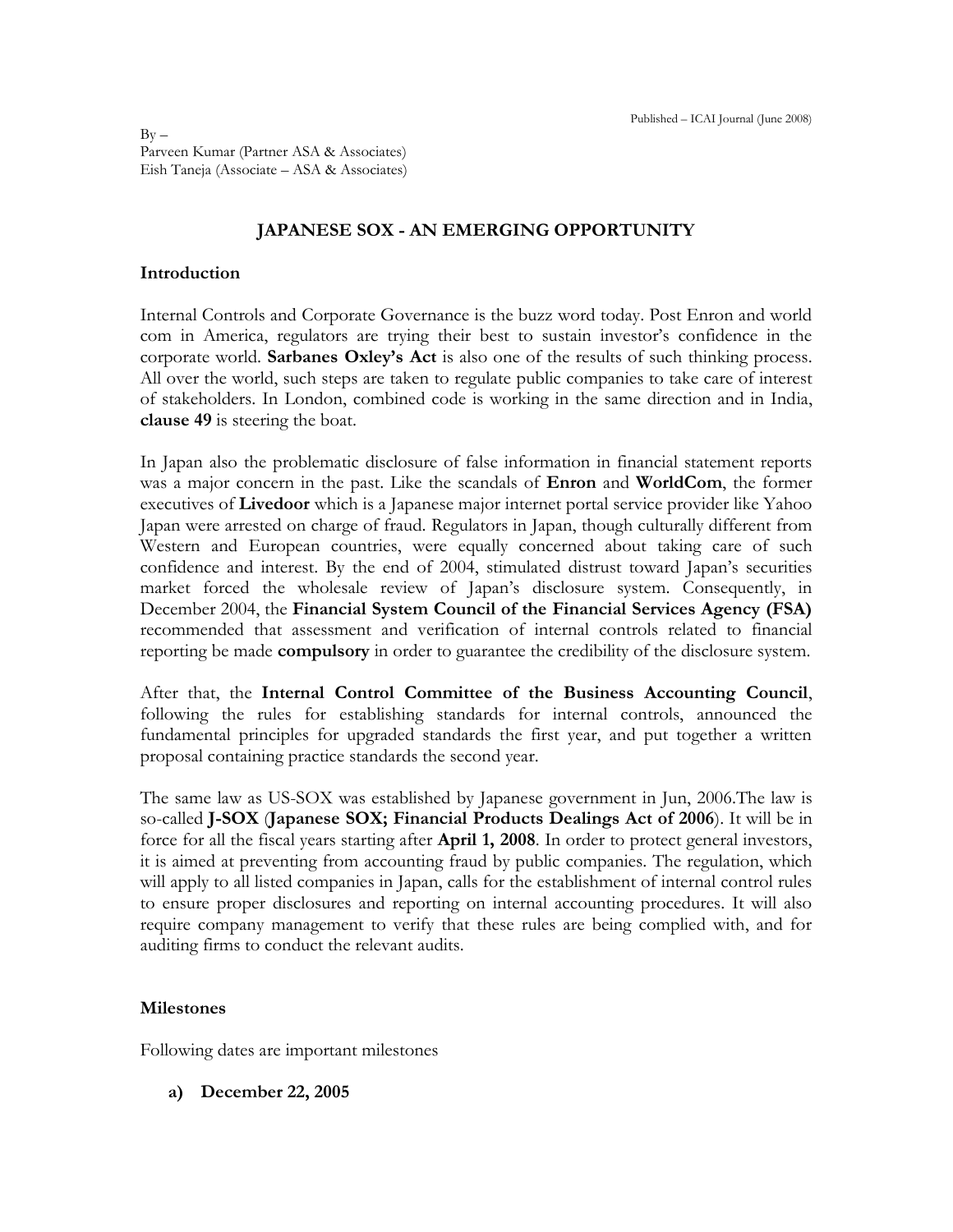Published – ICAI Journal (June 2008)

By –
Parveen Kumar (Partner ASA & Associates)
Eish Taneja (Associate – ASA & Associates)

# JAPANESE SOX - AN EMERGING OPPORTUNITY

## Introduction

Internal Controls and Corporate Governance is the buzz word today. Post Enron and world com in America, regulators are trying their best to sustain investor's confidence in the corporate world. **Sarbanes Oxley's Act** is also one of the results of such thinking process. All over the world, such steps are taken to regulate public companies to take care of interest of stakeholders. In London, combined code is working in the same direction and in India, **clause 49** is steering the boat.

In Japan also the problematic disclosure of false information in financial statement reports was a major concern in the past. Like the scandals of **Enron** and **WorldCom**, the former executives of **Livedoor** which is a Japanese major internet portal service provider like Yahoo Japan were arrested on charge of fraud. Regulators in Japan, though culturally different from Western and European countries, were equally concerned about taking care of such confidence and interest. By the end of 2004, stimulated distrust toward Japan's securities market forced the wholesale review of Japan's disclosure system. Consequently, in December 2004, the **Financial System Council of the Financial Services Agency (FSA)** recommended that assessment and verification of internal controls related to financial reporting be made **compulsory** in order to guarantee the credibility of the disclosure system.

After that, the **Internal Control Committee of the Business Accounting Council**, following the rules for establishing standards for internal controls, announced the fundamental principles for upgraded standards the first year, and put together a written proposal containing practice standards the second year.

The same law as US-SOX was established by Japanese government in Jun, 2006.The law is so-called **J-SOX** (**Japanese SOX; Financial Products Dealings Act of 2006**). It will be in force for all the fiscal years starting after **April 1, 2008**. In order to protect general investors, it is aimed at preventing from accounting fraud by public companies. The regulation, which will apply to all listed companies in Japan, calls for the establishment of internal control rules to ensure proper disclosures and reporting on internal accounting procedures. It will also require company management to verify that these rules are being complied with, and for auditing firms to conduct the relevant audits.

## Milestones

Following dates are important milestones

a) **December 22, 2005**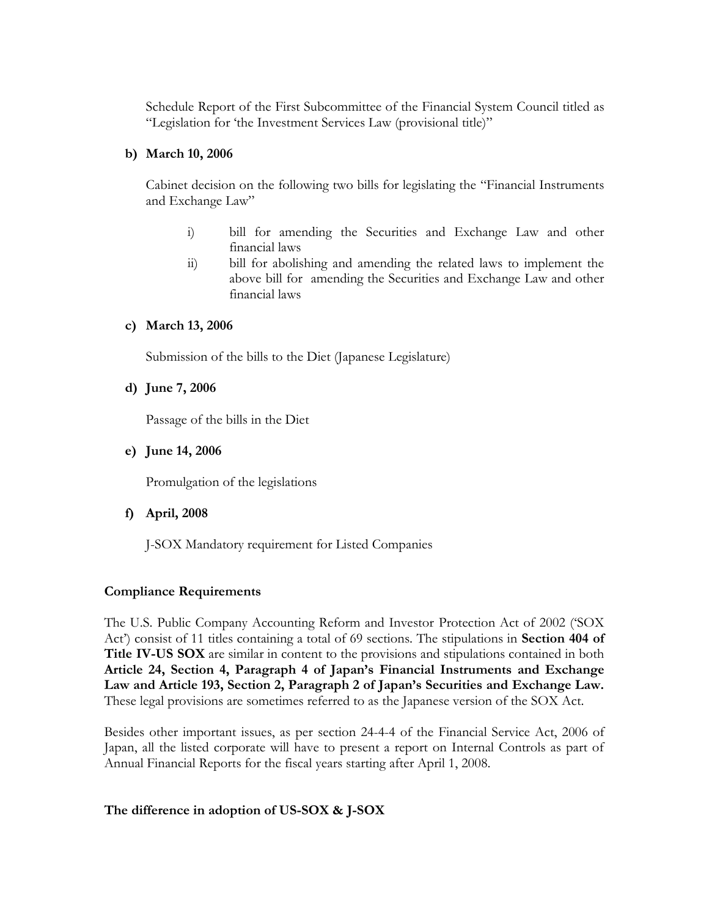Schedule Report of the First Subcommittee of the Financial System Council titled as "Legislation for 'the Investment Services Law (provisional title)"

**b) March 10, 2006**

Cabinet decision on the following two bills for legislating the "Financial Instruments and Exchange Law"

i) bill for amending the Securities and Exchange Law and other financial laws

ii) bill for abolishing and amending the related laws to implement the above bill for amending the Securities and Exchange Law and other financial laws

**c) March 13, 2006**

Submission of the bills to the Diet (Japanese Legislature)

**d) June 7, 2006**

Passage of the bills in the Diet

**e) June 14, 2006**

Promulgation of the legislations

**f) April, 2008**

J-SOX Mandatory requirement for Listed Companies

**Compliance Requirements**

The U.S. Public Company Accounting Reform and Investor Protection Act of 2002 ('SOX Act') consist of 11 titles containing a total of 69 sections. The stipulations in **Section 404 of Title IV-US SOX** are similar in content to the provisions and stipulations contained in both **Article 24, Section 4, Paragraph 4 of Japan's Financial Instruments and Exchange Law and Article 193, Section 2, Paragraph 2 of Japan's Securities and Exchange Law.** These legal provisions are sometimes referred to as the Japanese version of the SOX Act.

Besides other important issues, as per section 24-4-4 of the Financial Service Act, 2006 of Japan, all the listed corporate will have to present a report on Internal Controls as part of Annual Financial Reports for the fiscal years starting after April 1, 2008.

**The difference in adoption of US-SOX & J-SOX**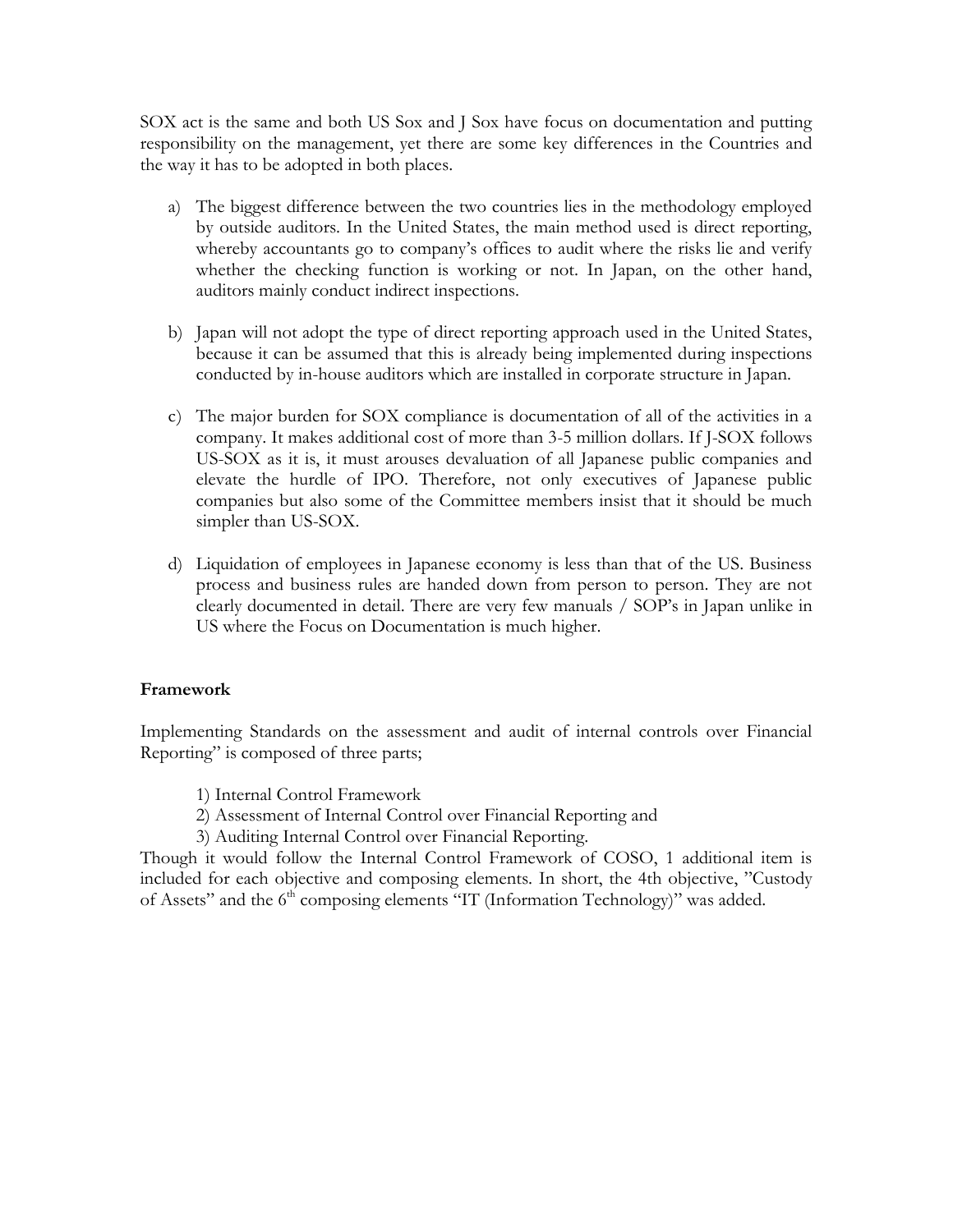SOX act is the same and both US Sox and J Sox have focus on documentation and putting responsibility on the management, yet there are some key differences in the Countries and the way it has to be adopted in both places.

a) The biggest difference between the two countries lies in the methodology employed by outside auditors. In the United States, the main method used is direct reporting, whereby accountants go to company's offices to audit where the risks lie and verify whether the checking function is working or not. In Japan, on the other hand, auditors mainly conduct indirect inspections.

b) Japan will not adopt the type of direct reporting approach used in the United States, because it can be assumed that this is already being implemented during inspections conducted by in-house auditors which are installed in corporate structure in Japan.

c) The major burden for SOX compliance is documentation of all of the activities in a company. It makes additional cost of more than 3-5 million dollars. If J-SOX follows US-SOX as it is, it must arouses devaluation of all Japanese public companies and elevate the hurdle of IPO. Therefore, not only executives of Japanese public companies but also some of the Committee members insist that it should be much simpler than US-SOX.

d) Liquidation of employees in Japanese economy is less than that of the US. Business process and business rules are handed down from person to person. They are not clearly documented in detail. There are very few manuals / SOP's in Japan unlike in US where the Focus on Documentation is much higher.

**Framework**

Implementing Standards on the assessment and audit of internal controls over Financial Reporting" is composed of three parts;

1) Internal Control Framework
2) Assessment of Internal Control over Financial Reporting and
3) Auditing Internal Control over Financial Reporting.

Though it would follow the Internal Control Framework of COSO, 1 additional item is included for each objective and composing elements. In short, the 4th objective, "Custody of Assets" and the 6th composing elements "IT (Information Technology)" was added.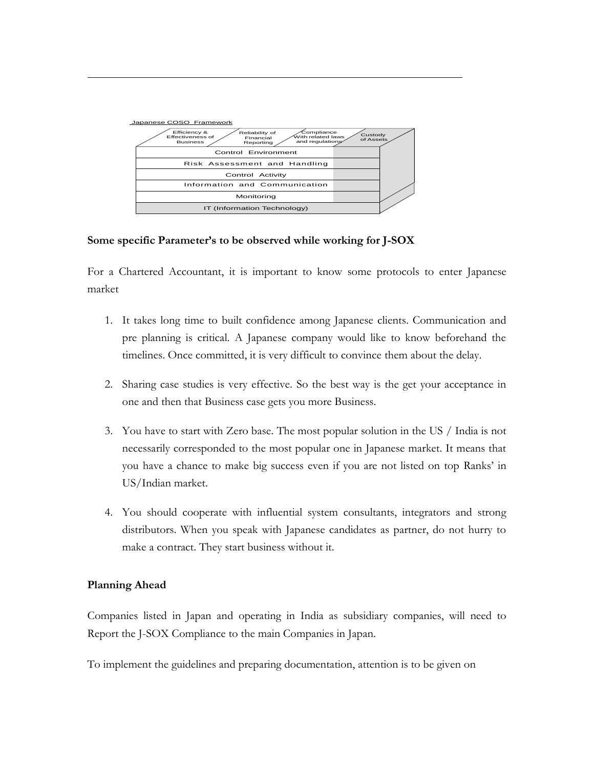Japanese COSO Framework

| Efficiency & Effectiveness of Business | Reliability of Financial Reporting | Compliance With related laws and regulations | Custody of Assets |
|---|---|---|---|
| Control Environment | | | |
| Risk Assessment and Handling | | | |
| Control Activity | | | |
| Information and Communication | | | |
| Monitoring | | | |
| IT (Information Technology) | | | |

**Some specific Parameter's to be observed while working for J-SOX**

For a Chartered Accountant, it is important to know some protocols to enter Japanese market

1. It takes long time to built confidence among Japanese clients. Communication and pre planning is critical. A Japanese company would like to know beforehand the timelines. Once committed, it is very difficult to convince them about the delay.

2. Sharing case studies is very effective. So the best way is the get your acceptance in one and then that Business case gets you more Business.

3. You have to start with Zero base. The most popular solution in the US / India is not necessarily corresponded to the most popular one in Japanese market. It means that you have a chance to make big success even if you are not listed on top Ranks' in US/Indian market.

4. You should cooperate with influential system consultants, integrators and strong distributors. When you speak with Japanese candidates as partner, do not hurry to make a contract. They start business without it.

**Planning Ahead**

Companies listed in Japan and operating in India as subsidiary companies, will need to Report the J-SOX Compliance to the main Companies in Japan.

To implement the guidelines and preparing documentation, attention is to be given on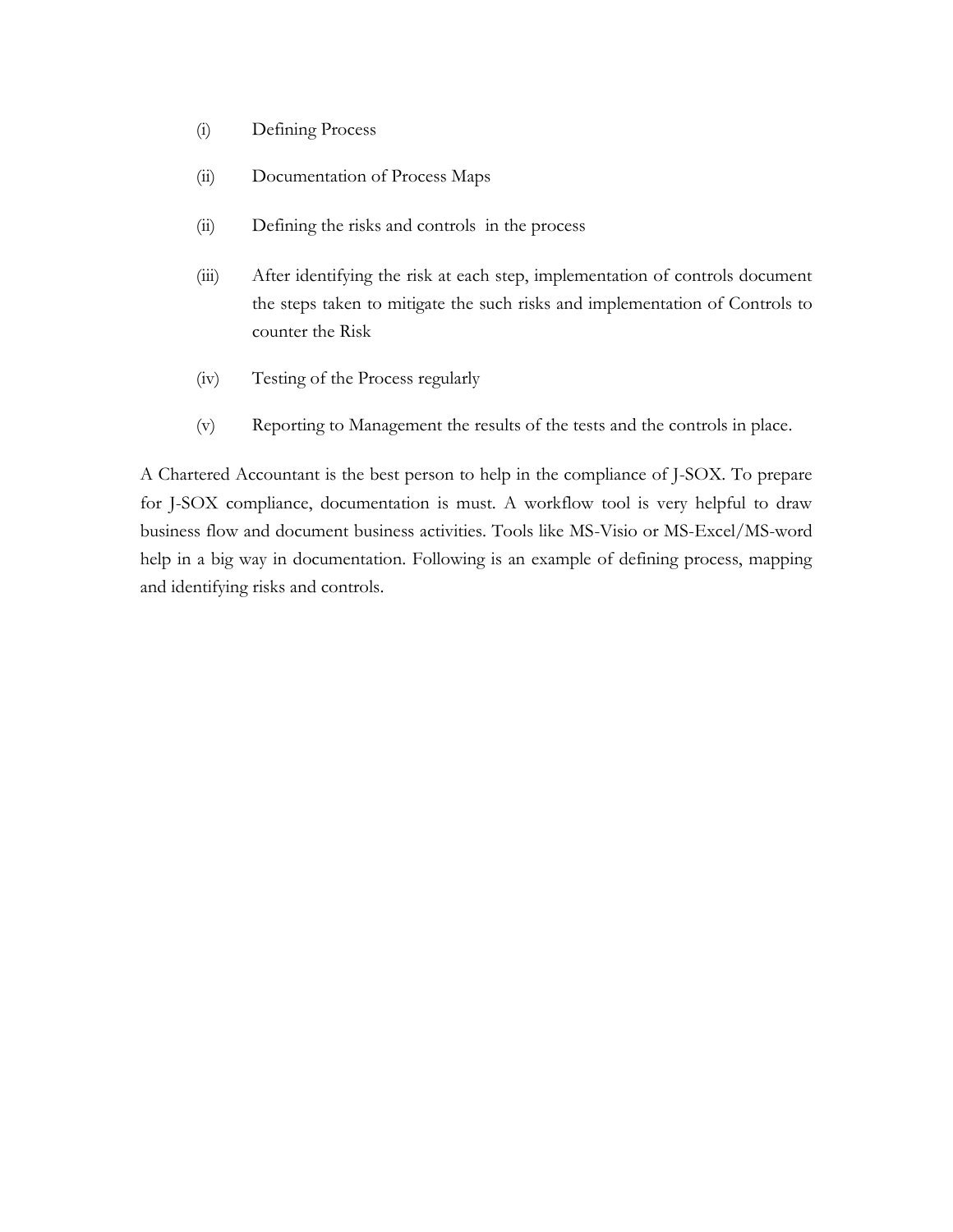(i) Defining Process

(ii) Documentation of Process Maps

(ii) Defining the risks and controls in the process

(iii) After identifying the risk at each step, implementation of controls document the steps taken to mitigate the such risks and implementation of Controls to counter the Risk

(iv) Testing of the Process regularly

(v) Reporting to Management the results of the tests and the controls in place.

A Chartered Accountant is the best person to help in the compliance of J-SOX. To prepare for J-SOX compliance, documentation is must. A workflow tool is very helpful to draw business flow and document business activities. Tools like MS-Visio or MS-Excel/MS-word help in a big way in documentation. Following is an example of defining process, mapping and identifying risks and controls.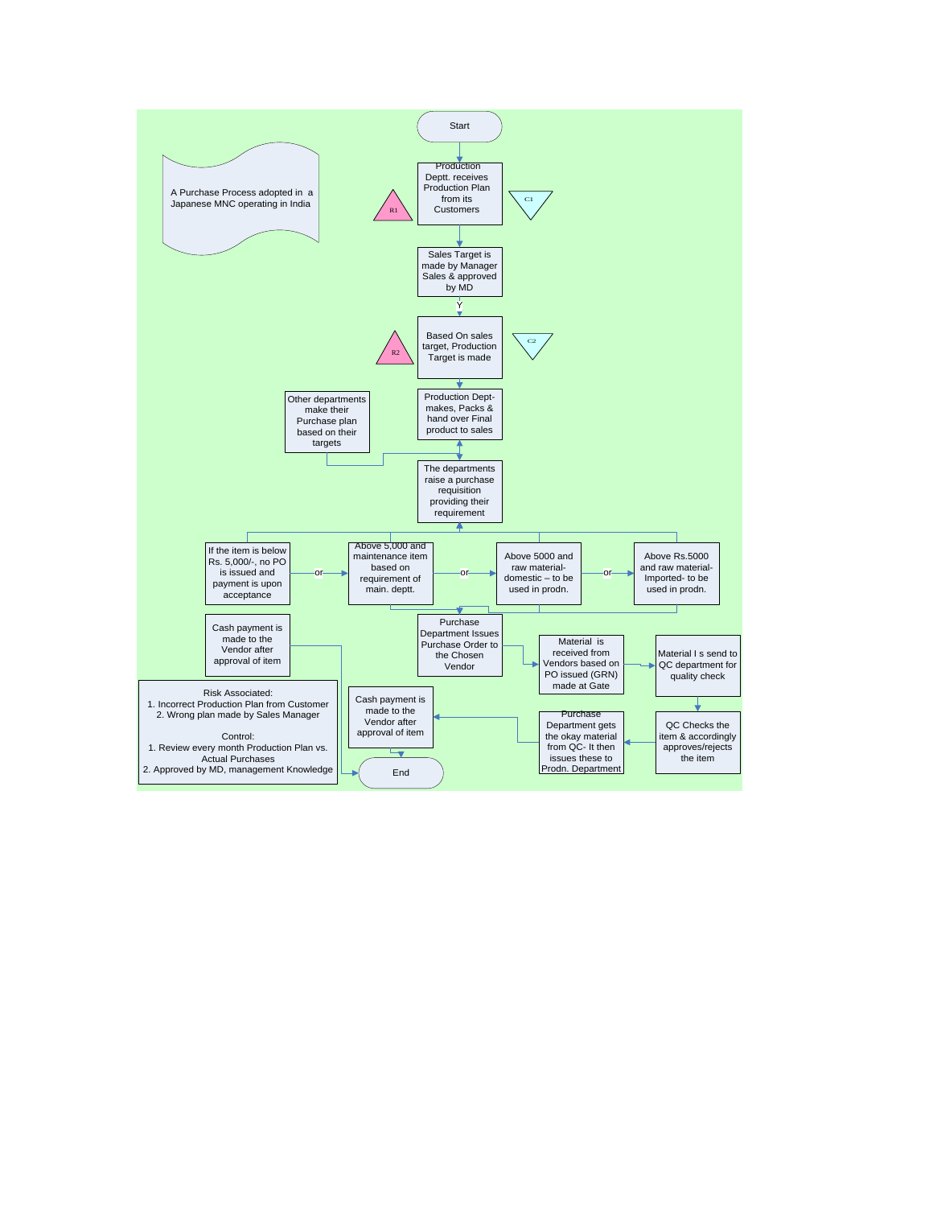A Purchase Process adopted in a Japanese MNC operating in India

Start

Production Deptt. receives Production Plan from its Customers

R1

C1

Sales Target is made by Manager Sales & approved by MD

Y

Based On sales target, Production Target is made

R2

C2

Other departments make their Purchase plan based on their targets

Production Dept- makes, Packs & hand over Final product to sales

The departments raise a purchase requisition providing their requirement

If the item is below Rs. 5,000/-, no PO is issued and payment is upon acceptance

or

Above 5,000 and maintenance item based on requirement of main. deptt.

or

Above 5000 and raw material- domestic – to be used in prodn.

or

Above Rs.5000 and raw material- Imported- to be used in prodn.

Cash payment is made to the Vendor after approval of item

Purchase Department Issues Purchase Order to the Chosen Vendor

Material is received from Vendors based on PO issued (GRN) made at Gate

Material I s send to QC department for quality check

Risk Associated:
1. Incorrect Production Plan from Customer
2. Wrong plan made by Sales Manager

Control:
1. Review every month Production Plan vs. Actual Purchases
2. Approved by MD, management Knowledge

Cash payment is made to the Vendor after approval of item

Purchase Department gets the okay material from QC- It then issues these to Prodn. Department

QC Checks the item & accordingly approves/rejects the item

End